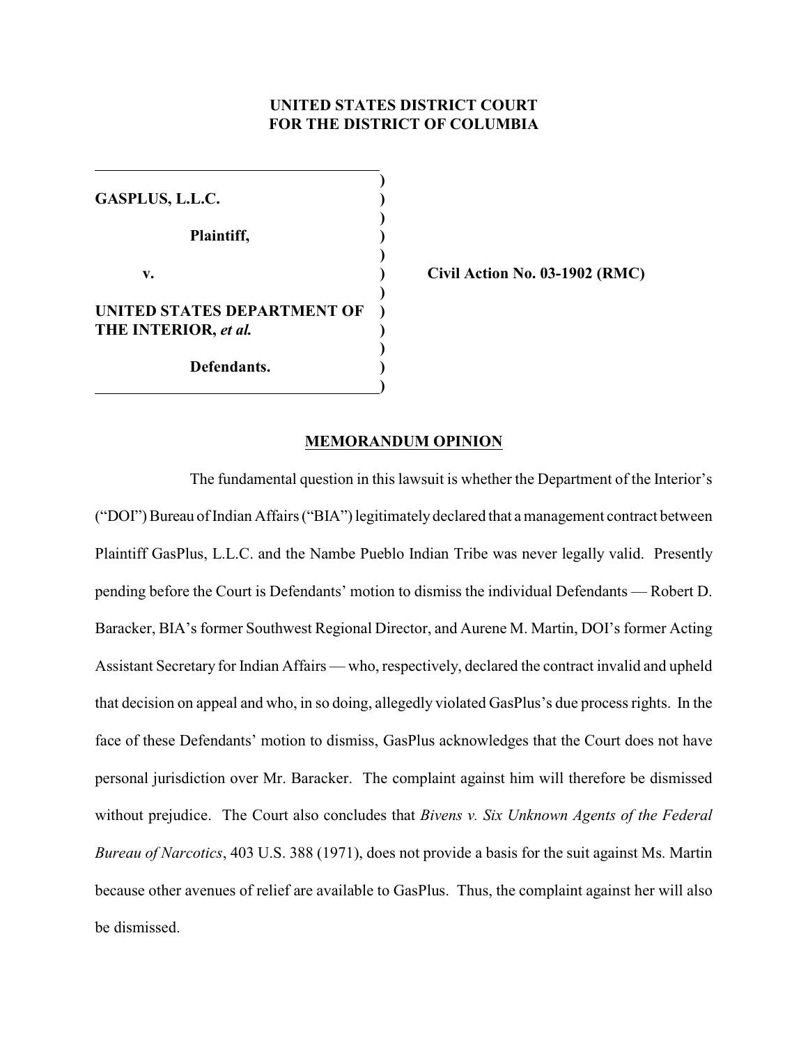**UNITED STATES DISTRICT COURT**
**FOR THE DISTRICT OF COLUMBIA**

**GASPLUS, L.L.C.**

**Plaintiff,**

**v.**

**UNITED STATES DEPARTMENT OF THE INTERIOR,** ***et al.***

**Defendants.**

**Civil Action No. 03-1902 (RMC)**

## MEMORANDUM OPINION

The fundamental question in this lawsuit is whether the Department of the Interior's ("DOI") Bureau of Indian Affairs ("BIA") legitimately declared that a management contract between Plaintiff GasPlus, L.L.C. and the Nambe Pueblo Indian Tribe was never legally valid. Presently pending before the Court is Defendants' motion to dismiss the individual Defendants — Robert D. Baracker, BIA's former Southwest Regional Director, and Aurene M. Martin, DOI's former Acting Assistant Secretary for Indian Affairs — who, respectively, declared the contract invalid and upheld that decision on appeal and who, in so doing, allegedly violated GasPlus's due process rights. In the face of these Defendants' motion to dismiss, GasPlus acknowledges that the Court does not have personal jurisdiction over Mr. Baracker. The complaint against him will therefore be dismissed without prejudice. The Court also concludes that *Bivens v. Six Unknown Agents of the Federal Bureau of Narcotics*, 403 U.S. 388 (1971), does not provide a basis for the suit against Ms. Martin because other avenues of relief are available to GasPlus. Thus, the complaint against her will also be dismissed.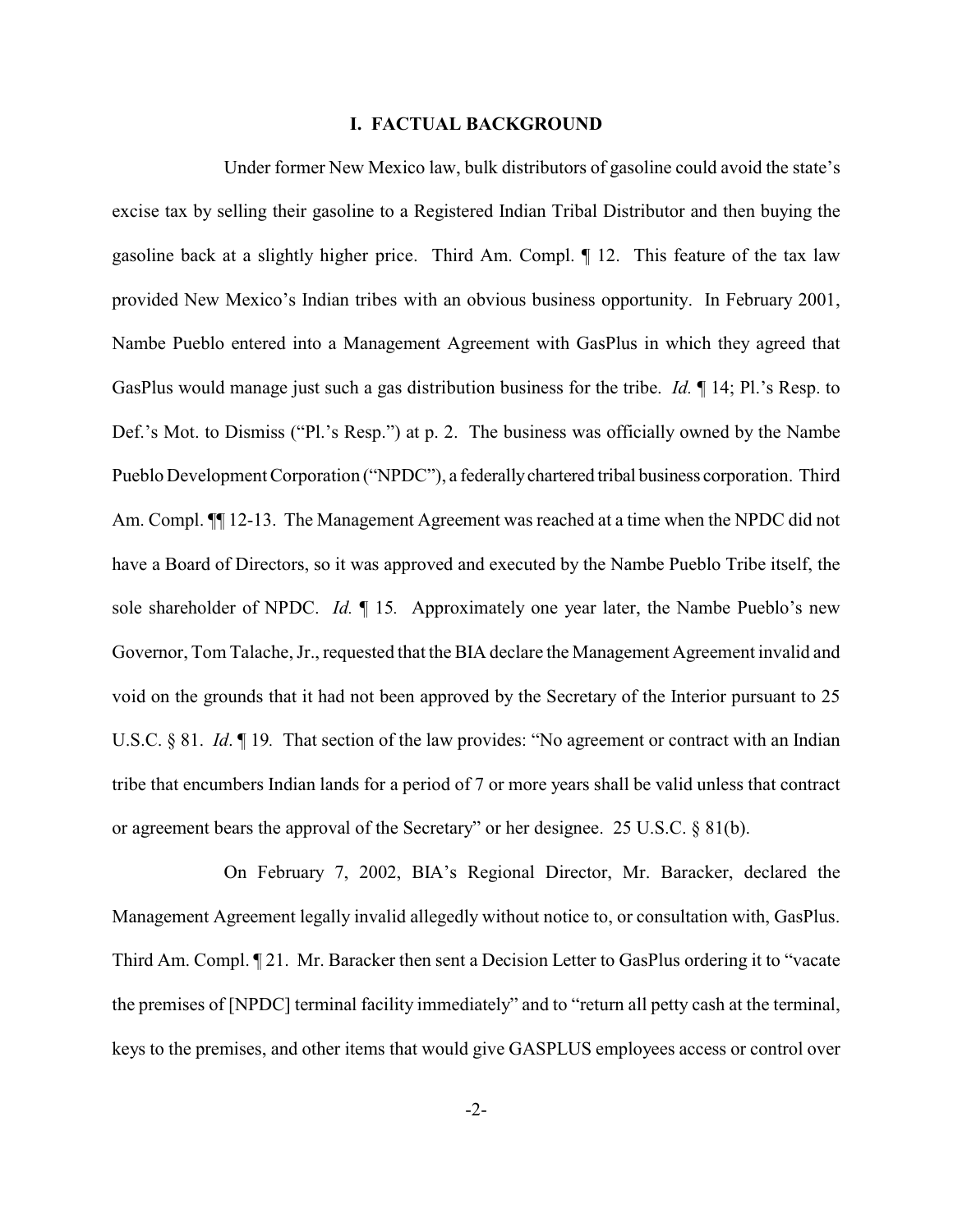## I. FACTUAL BACKGROUND

Under former New Mexico law, bulk distributors of gasoline could avoid the state's excise tax by selling their gasoline to a Registered Indian Tribal Distributor and then buying the gasoline back at a slightly higher price. Third Am. Compl. ¶ 12. This feature of the tax law provided New Mexico's Indian tribes with an obvious business opportunity. In February 2001, Nambe Pueblo entered into a Management Agreement with GasPlus in which they agreed that GasPlus would manage just such a gas distribution business for the tribe. *Id.* ¶ 14; Pl.'s Resp. to Def.'s Mot. to Dismiss ("Pl.'s Resp.") at p. 2. The business was officially owned by the Nambe Pueblo Development Corporation ("NPDC"), a federally chartered tribal business corporation. Third Am. Compl. ¶¶ 12-13. The Management Agreement was reached at a time when the NPDC did not have a Board of Directors, so it was approved and executed by the Nambe Pueblo Tribe itself, the sole shareholder of NPDC. *Id.* ¶ 15. Approximately one year later, the Nambe Pueblo's new Governor, Tom Talache, Jr., requested that the BIA declare the Management Agreement invalid and void on the grounds that it had not been approved by the Secretary of the Interior pursuant to 25 U.S.C. § 81. *Id*. ¶ 19. That section of the law provides: "No agreement or contract with an Indian tribe that encumbers Indian lands for a period of 7 or more years shall be valid unless that contract or agreement bears the approval of the Secretary" or her designee. 25 U.S.C. § 81(b).

On February 7, 2002, BIA's Regional Director, Mr. Baracker, declared the Management Agreement legally invalid allegedly without notice to, or consultation with, GasPlus. Third Am. Compl. ¶ 21. Mr. Baracker then sent a Decision Letter to GasPlus ordering it to "vacate the premises of [NPDC] terminal facility immediately" and to "return all petty cash at the terminal, keys to the premises, and other items that would give GASPLUS employees access or control over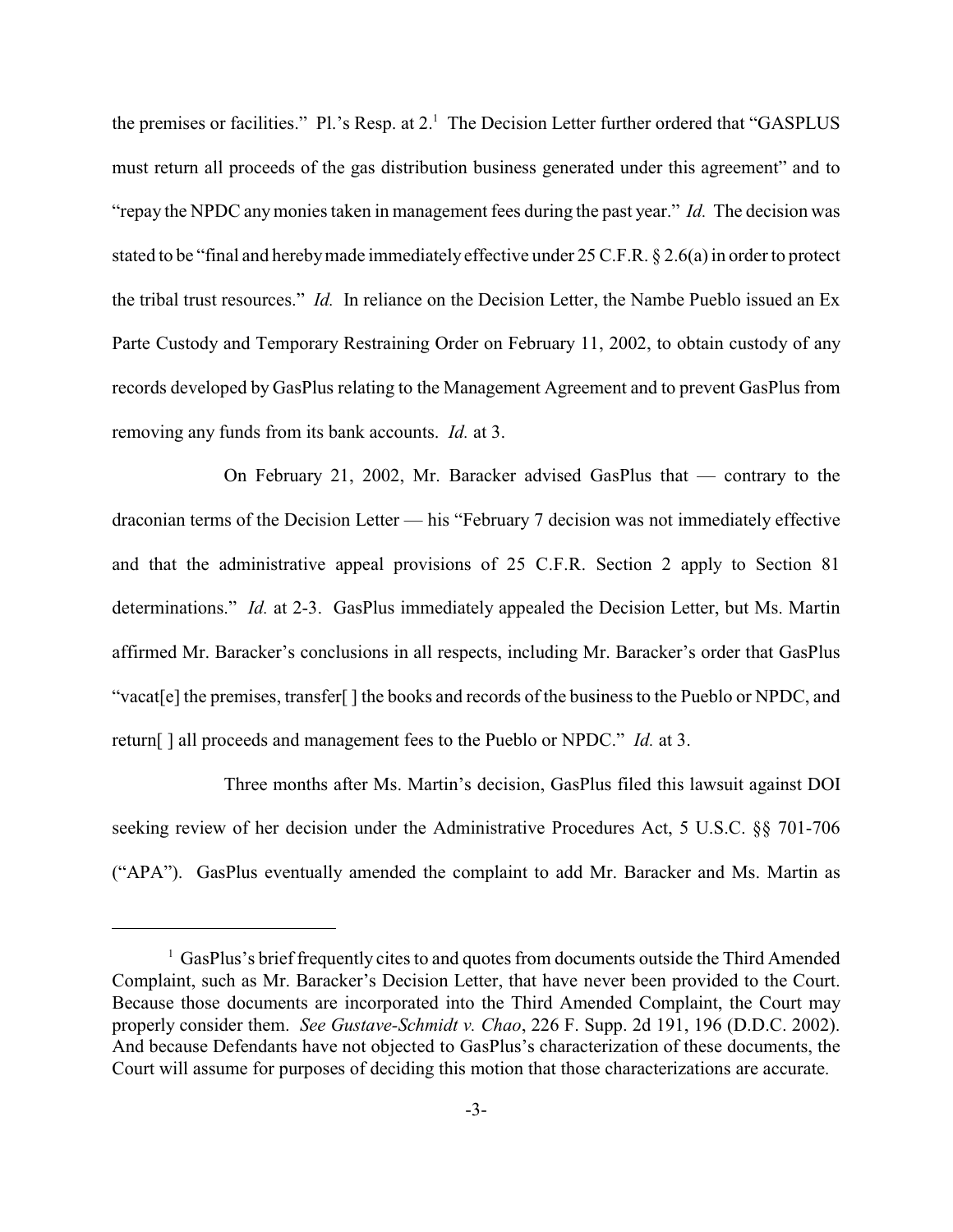the premises or facilities." Pl.'s Resp. at 2.[1] The Decision Letter further ordered that "GASPLUS must return all proceeds of the gas distribution business generated under this agreement" and to "repay the NPDC any monies taken in management fees during the past year." *Id.* The decision was stated to be "final and hereby made immediately effective under 25 C.F.R. § 2.6(a) in order to protect the tribal trust resources." *Id.* In reliance on the Decision Letter, the Nambe Pueblo issued an Ex Parte Custody and Temporary Restraining Order on February 11, 2002, to obtain custody of any records developed by GasPlus relating to the Management Agreement and to prevent GasPlus from removing any funds from its bank accounts. *Id.* at 3.

On February 21, 2002, Mr. Baracker advised GasPlus that — contrary to the draconian terms of the Decision Letter — his "February 7 decision was not immediately effective and that the administrative appeal provisions of 25 C.F.R. Section 2 apply to Section 81 determinations." *Id.* at 2-3. GasPlus immediately appealed the Decision Letter, but Ms. Martin affirmed Mr. Baracker's conclusions in all respects, including Mr. Baracker's order that GasPlus "vacat[e] the premises, transfer[ ] the books and records of the business to the Pueblo or NPDC, and return[ ] all proceeds and management fees to the Pueblo or NPDC." *Id.* at 3.

Three months after Ms. Martin's decision, GasPlus filed this lawsuit against DOI seeking review of her decision under the Administrative Procedures Act, 5 U.S.C. §§ 701-706 ("APA"). GasPlus eventually amended the complaint to add Mr. Baracker and Ms. Martin as

---

[1] GasPlus's brief frequently cites to and quotes from documents outside the Third Amended Complaint, such as Mr. Baracker's Decision Letter, that have never been provided to the Court. Because those documents are incorporated into the Third Amended Complaint, the Court may properly consider them. *See Gustave-Schmidt v. Chao*, 226 F. Supp. 2d 191, 196 (D.D.C. 2002). And because Defendants have not objected to GasPlus's characterization of these documents, the Court will assume for purposes of deciding this motion that those characterizations are accurate.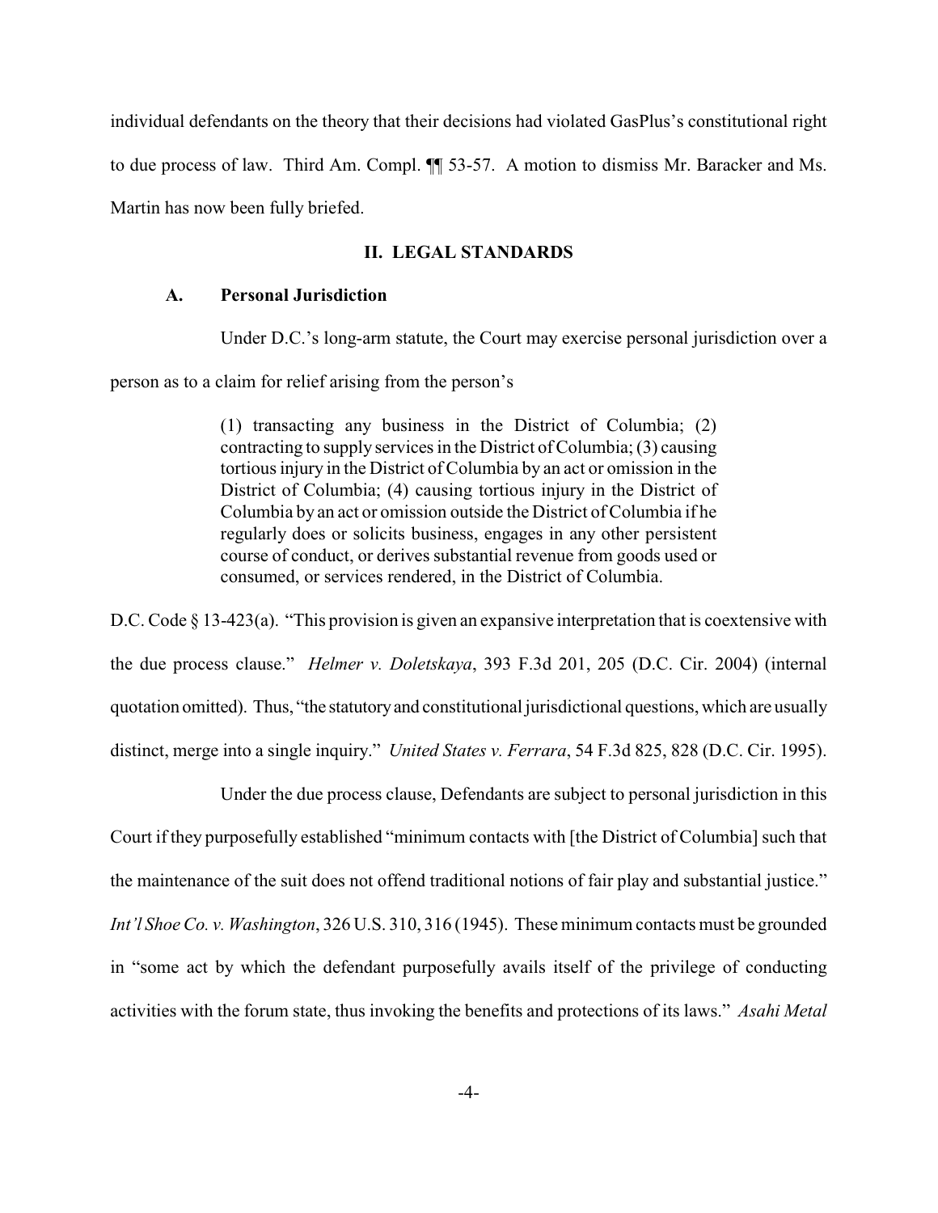individual defendants on the theory that their decisions had violated GasPlus's constitutional right to due process of law. Third Am. Compl. ¶¶ 53-57. A motion to dismiss Mr. Baracker and Ms. Martin has now been fully briefed.

## II. LEGAL STANDARDS

### A. Personal Jurisdiction

Under D.C.'s long-arm statute, the Court may exercise personal jurisdiction over a person as to a claim for relief arising from the person's

> (1) transacting any business in the District of Columbia; (2) contracting to supply services in the District of Columbia; (3) causing tortious injury in the District of Columbia by an act or omission in the District of Columbia; (4) causing tortious injury in the District of Columbia by an act or omission outside the District of Columbia if he regularly does or solicits business, engages in any other persistent course of conduct, or derives substantial revenue from goods used or consumed, or services rendered, in the District of Columbia.

D.C. Code § 13-423(a). "This provision is given an expansive interpretation that is coextensive with the due process clause." *Helmer v. Doletskaya*, 393 F.3d 201, 205 (D.C. Cir. 2004) (internal quotation omitted). Thus, "the statutory and constitutional jurisdictional questions, which are usually distinct, merge into a single inquiry." *United States v. Ferrara*, 54 F.3d 825, 828 (D.C. Cir. 1995).

Under the due process clause, Defendants are subject to personal jurisdiction in this Court if they purposefully established "minimum contacts with [the District of Columbia] such that the maintenance of the suit does not offend traditional notions of fair play and substantial justice." *Int'l Shoe Co. v. Washington*, 326 U.S. 310, 316 (1945). These minimum contacts must be grounded in "some act by which the defendant purposefully avails itself of the privilege of conducting activities with the forum state, thus invoking the benefits and protections of its laws." *Asahi Metal*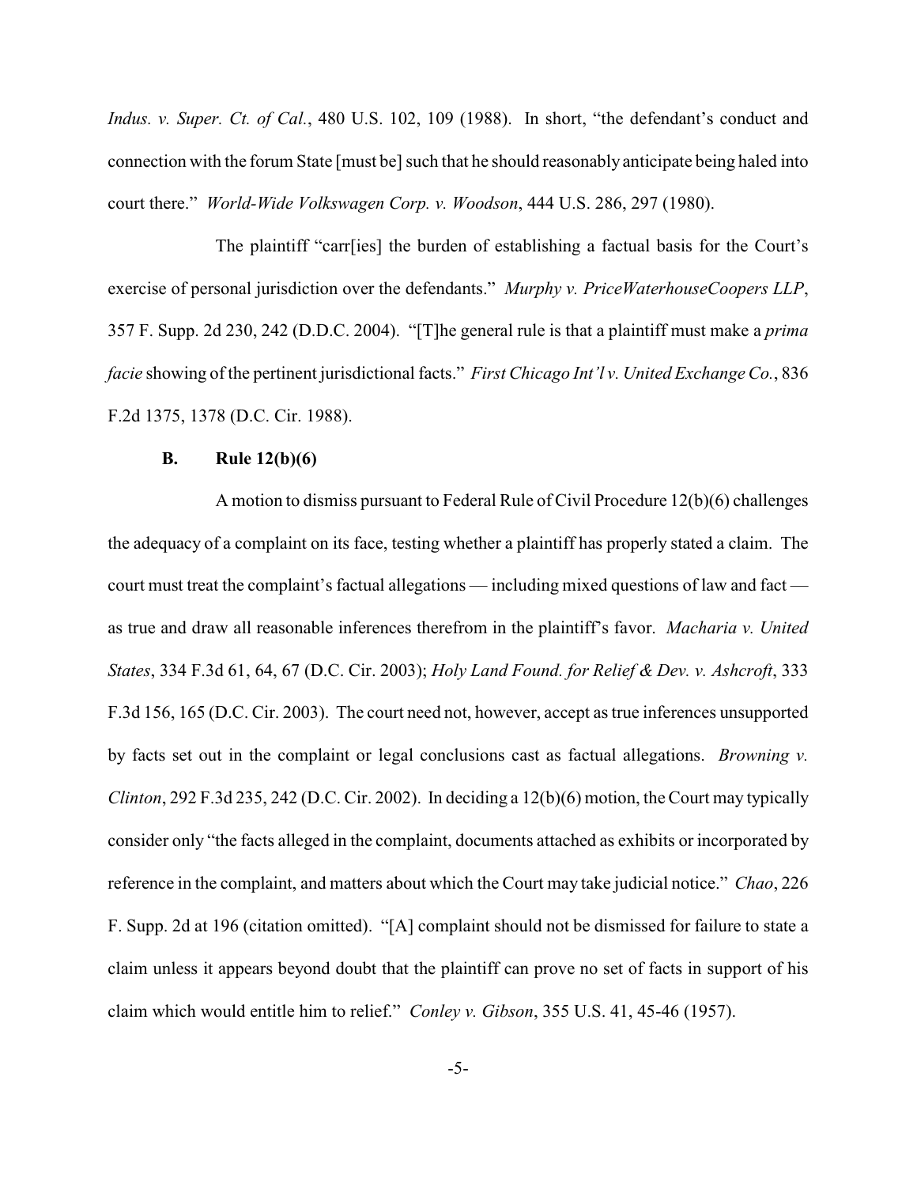*Indus. v. Super. Ct. of Cal.*, 480 U.S. 102, 109 (1988). In short, "the defendant's conduct and connection with the forum State [must be] such that he should reasonably anticipate being haled into court there." *World-Wide Volkswagen Corp. v. Woodson*, 444 U.S. 286, 297 (1980).

The plaintiff "carr[ies] the burden of establishing a factual basis for the Court's exercise of personal jurisdiction over the defendants." *Murphy v. PriceWaterhouseCoopers LLP*, 357 F. Supp. 2d 230, 242 (D.D.C. 2004). "[T]he general rule is that a plaintiff must make a *prima facie* showing of the pertinent jurisdictional facts." *First Chicago Int'l v. United Exchange Co.*, 836 F.2d 1375, 1378 (D.C. Cir. 1988).

### B. Rule 12(b)(6)

A motion to dismiss pursuant to Federal Rule of Civil Procedure 12(b)(6) challenges the adequacy of a complaint on its face, testing whether a plaintiff has properly stated a claim. The court must treat the complaint's factual allegations — including mixed questions of law and fact — as true and draw all reasonable inferences therefrom in the plaintiff's favor. *Macharia v. United States*, 334 F.3d 61, 64, 67 (D.C. Cir. 2003); *Holy Land Found. for Relief & Dev. v. Ashcroft*, 333 F.3d 156, 165 (D.C. Cir. 2003). The court need not, however, accept as true inferences unsupported by facts set out in the complaint or legal conclusions cast as factual allegations. *Browning v. Clinton*, 292 F.3d 235, 242 (D.C. Cir. 2002). In deciding a 12(b)(6) motion, the Court may typically consider only "the facts alleged in the complaint, documents attached as exhibits or incorporated by reference in the complaint, and matters about which the Court may take judicial notice." *Chao*, 226 F. Supp. 2d at 196 (citation omitted). "[A] complaint should not be dismissed for failure to state a claim unless it appears beyond doubt that the plaintiff can prove no set of facts in support of his claim which would entitle him to relief." *Conley v. Gibson*, 355 U.S. 41, 45-46 (1957).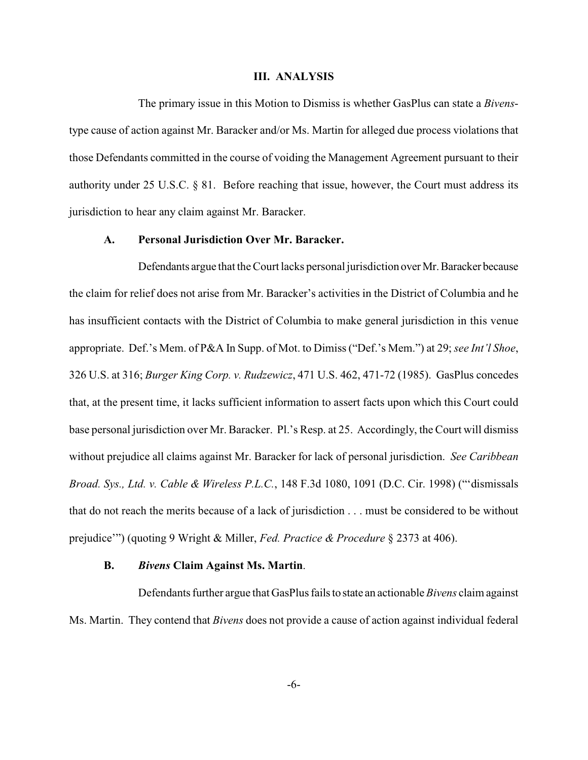## III. ANALYSIS

The primary issue in this Motion to Dismiss is whether GasPlus can state a *Bivens*-type cause of action against Mr. Baracker and/or Ms. Martin for alleged due process violations that those Defendants committed in the course of voiding the Management Agreement pursuant to their authority under 25 U.S.C. § 81. Before reaching that issue, however, the Court must address its jurisdiction to hear any claim against Mr. Baracker.

### A. Personal Jurisdiction Over Mr. Baracker.

Defendants argue that the Court lacks personal jurisdiction over Mr. Baracker because the claim for relief does not arise from Mr. Baracker's activities in the District of Columbia and he has insufficient contacts with the District of Columbia to make general jurisdiction in this venue appropriate. Def.'s Mem. of P&A In Supp. of Mot. to Dimiss ("Def.'s Mem.") at 29; *see Int'l Shoe*, 326 U.S. at 316; *Burger King Corp. v. Rudzewicz*, 471 U.S. 462, 471-72 (1985). GasPlus concedes that, at the present time, it lacks sufficient information to assert facts upon which this Court could base personal jurisdiction over Mr. Baracker. Pl.'s Resp. at 25. Accordingly, the Court will dismiss without prejudice all claims against Mr. Baracker for lack of personal jurisdiction. *See Caribbean Broad. Sys., Ltd. v. Cable & Wireless P.L.C.*, 148 F.3d 1080, 1091 (D.C. Cir. 1998) ("'dismissals that do not reach the merits because of a lack of jurisdiction . . . must be considered to be without prejudice'") (quoting 9 Wright & Miller, *Fed. Practice & Procedure* § 2373 at 406).

### B. *Bivens* Claim Against Ms. Martin.

Defendants further argue that GasPlus fails to state an actionable *Bivens* claim against Ms. Martin. They contend that *Bivens* does not provide a cause of action against individual federal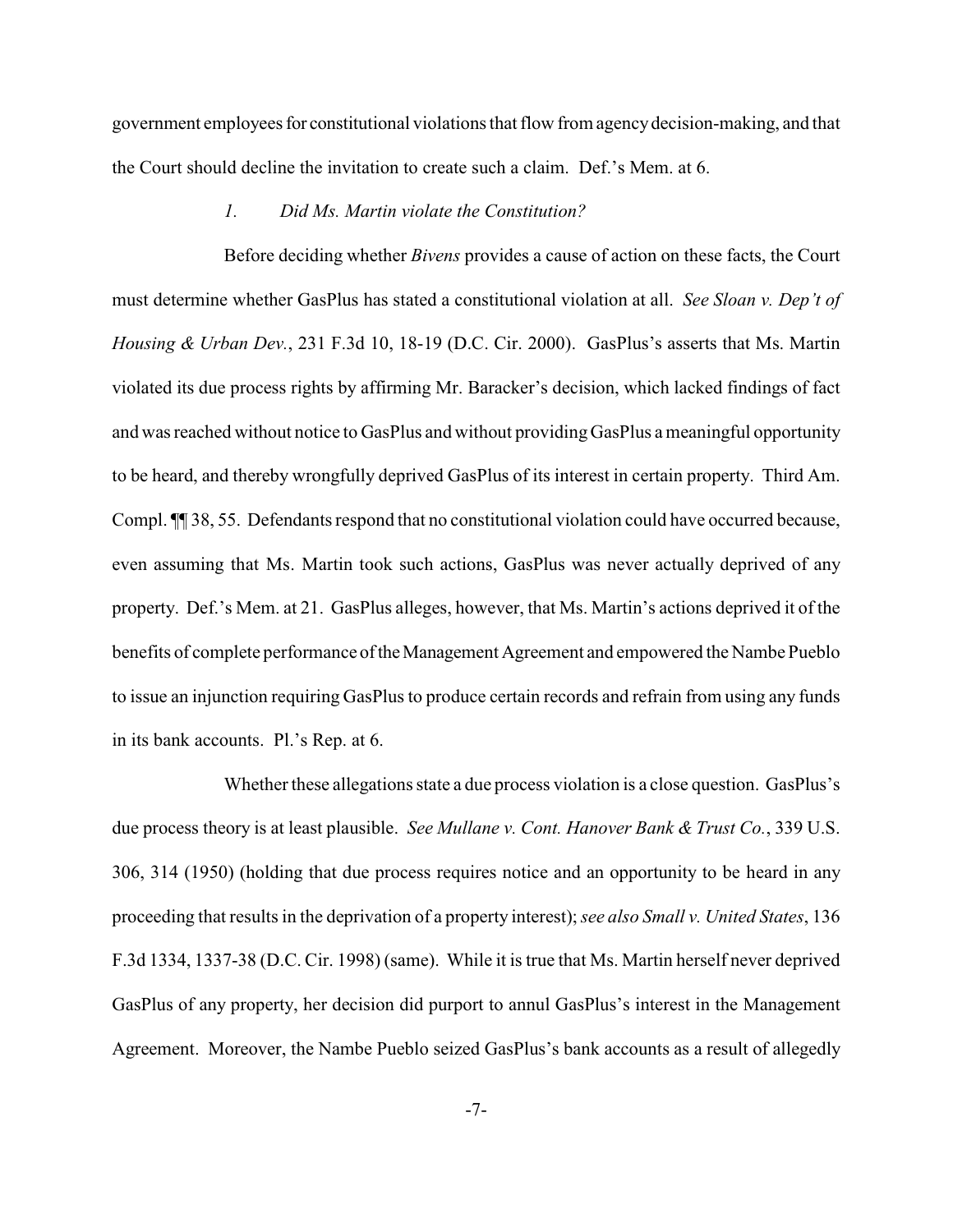government employees for constitutional violations that flow from agency decision-making, and that the Court should decline the invitation to create such a claim. Def.'s Mem. at 6.

*1. Did Ms. Martin violate the Constitution?*

Before deciding whether *Bivens* provides a cause of action on these facts, the Court must determine whether GasPlus has stated a constitutional violation at all. *See Sloan v. Dep't of Housing & Urban Dev.*, 231 F.3d 10, 18-19 (D.C. Cir. 2000). GasPlus's asserts that Ms. Martin violated its due process rights by affirming Mr. Baracker's decision, which lacked findings of fact and was reached without notice to GasPlus and without providing GasPlus a meaningful opportunity to be heard, and thereby wrongfully deprived GasPlus of its interest in certain property. Third Am. Compl. ¶¶ 38, 55. Defendants respond that no constitutional violation could have occurred because, even assuming that Ms. Martin took such actions, GasPlus was never actually deprived of any property. Def.'s Mem. at 21. GasPlus alleges, however, that Ms. Martin's actions deprived it of the benefits of complete performance of the Management Agreement and empowered the Nambe Pueblo to issue an injunction requiring GasPlus to produce certain records and refrain from using any funds in its bank accounts. Pl.'s Rep. at 6.

Whether these allegations state a due process violation is a close question. GasPlus's due process theory is at least plausible. *See Mullane v. Cont. Hanover Bank & Trust Co.*, 339 U.S. 306, 314 (1950) (holding that due process requires notice and an opportunity to be heard in any proceeding that results in the deprivation of a property interest); *see also Small v. United States*, 136 F.3d 1334, 1337-38 (D.C. Cir. 1998) (same). While it is true that Ms. Martin herself never deprived GasPlus of any property, her decision did purport to annul GasPlus's interest in the Management Agreement. Moreover, the Nambe Pueblo seized GasPlus's bank accounts as a result of allegedly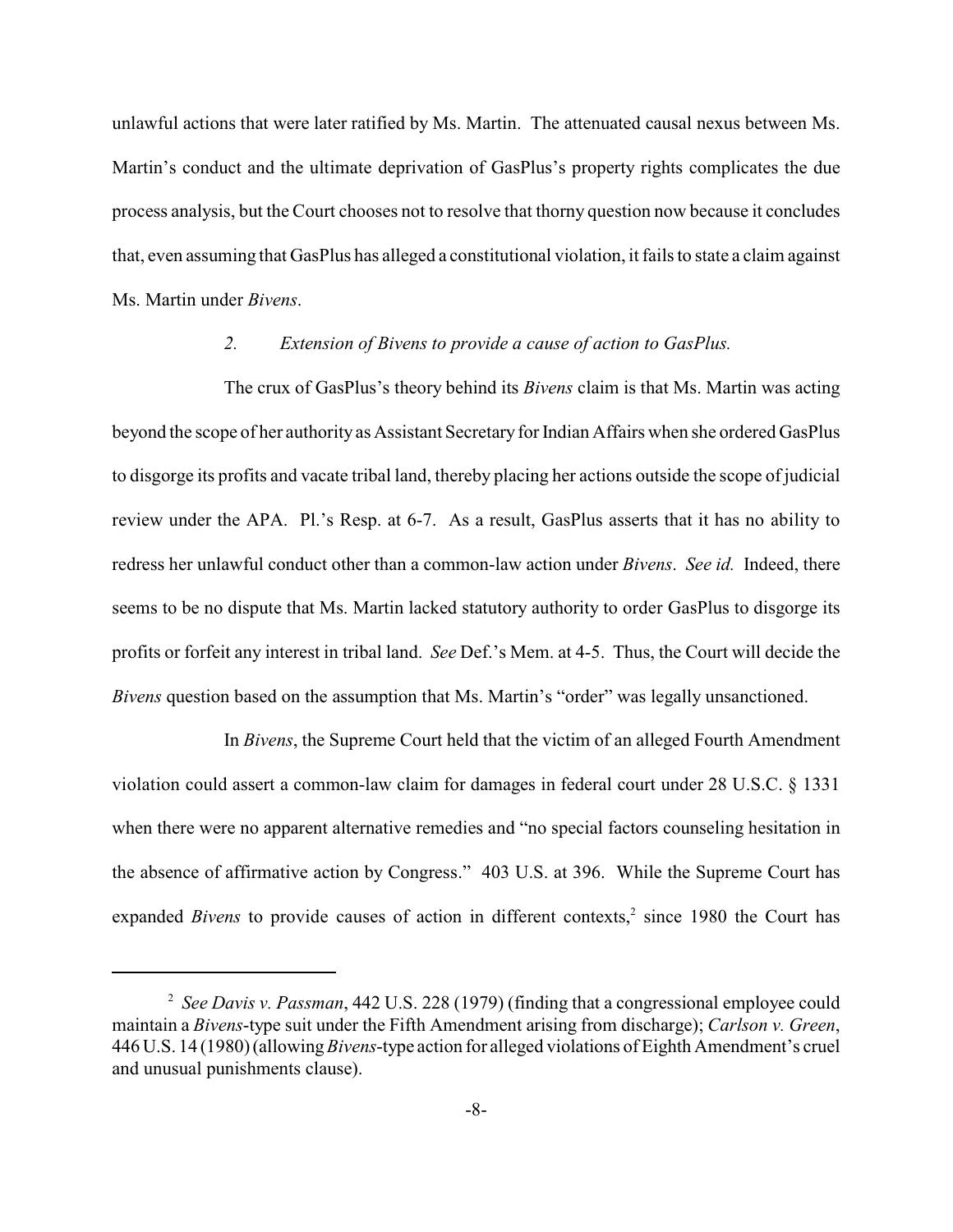unlawful actions that were later ratified by Ms. Martin. The attenuated causal nexus between Ms. Martin's conduct and the ultimate deprivation of GasPlus's property rights complicates the due process analysis, but the Court chooses not to resolve that thorny question now because it concludes that, even assuming that GasPlus has alleged a constitutional violation, it fails to state a claim against Ms. Martin under *Bivens*.

*2. Extension of Bivens to provide a cause of action to GasPlus.*

The crux of GasPlus's theory behind its *Bivens* claim is that Ms. Martin was acting beyond the scope of her authority as Assistant Secretary for Indian Affairs when she ordered GasPlus to disgorge its profits and vacate tribal land, thereby placing her actions outside the scope of judicial review under the APA. Pl.'s Resp. at 6-7. As a result, GasPlus asserts that it has no ability to redress her unlawful conduct other than a common-law action under *Bivens*. *See id.* Indeed, there seems to be no dispute that Ms. Martin lacked statutory authority to order GasPlus to disgorge its profits or forfeit any interest in tribal land. *See* Def.'s Mem. at 4-5. Thus, the Court will decide the *Bivens* question based on the assumption that Ms. Martin's "order" was legally unsanctioned.

In *Bivens*, the Supreme Court held that the victim of an alleged Fourth Amendment violation could assert a common-law claim for damages in federal court under 28 U.S.C. § 1331 when there were no apparent alternative remedies and "no special factors counseling hesitation in the absence of affirmative action by Congress." 403 U.S. at 396. While the Supreme Court has expanded *Bivens* to provide causes of action in different contexts,[2] since 1980 the Court has

---

[2] *See Davis v. Passman*, 442 U.S. 228 (1979) (finding that a congressional employee could maintain a *Bivens*-type suit under the Fifth Amendment arising from discharge); *Carlson v. Green*, 446 U.S. 14 (1980) (allowing *Bivens*-type action for alleged violations of Eighth Amendment's cruel and unusual punishments clause).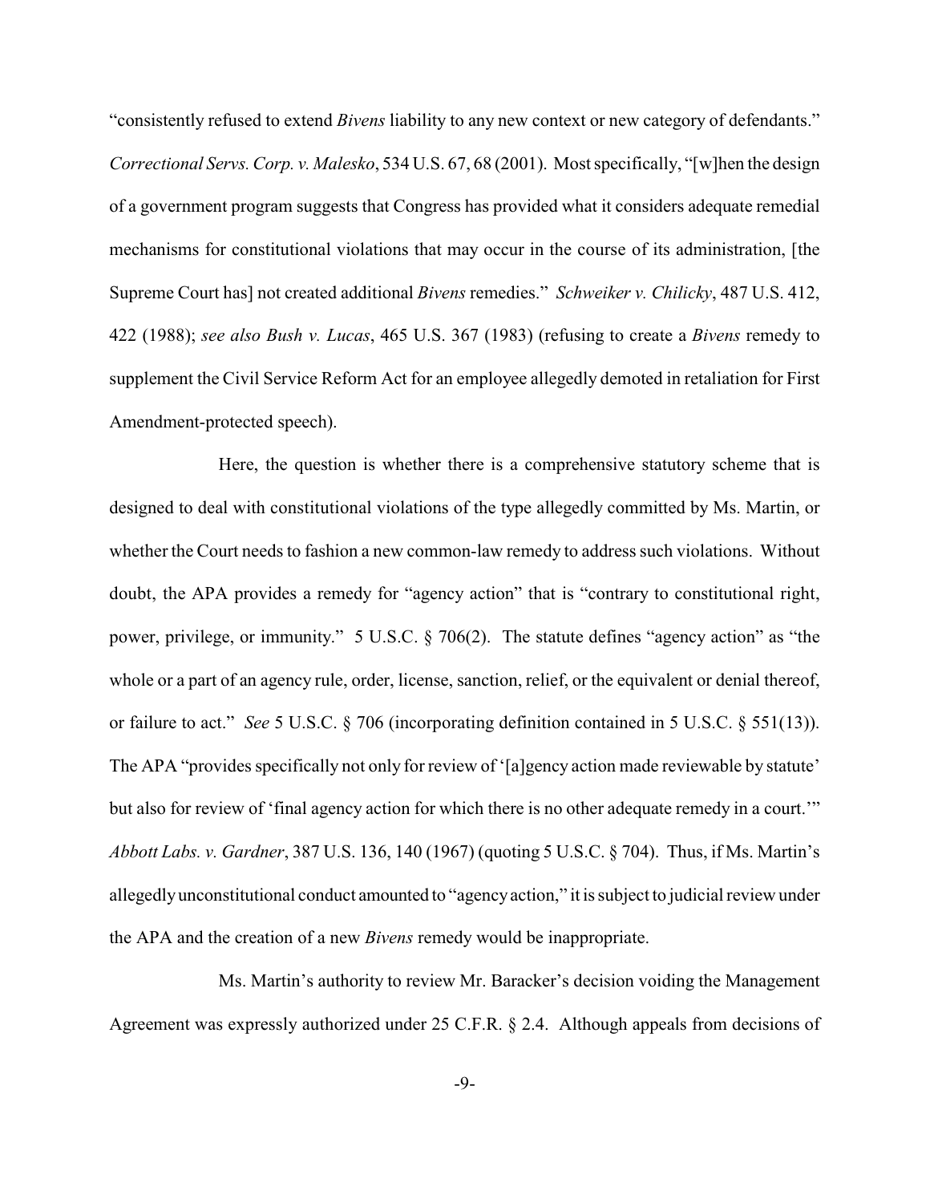"consistently refused to extend *Bivens* liability to any new context or new category of defendants." *Correctional Servs. Corp. v. Malesko*, 534 U.S. 67, 68 (2001). Most specifically, "[w]hen the design of a government program suggests that Congress has provided what it considers adequate remedial mechanisms for constitutional violations that may occur in the course of its administration, [the Supreme Court has] not created additional *Bivens* remedies." *Schweiker v. Chilicky*, 487 U.S. 412, 422 (1988); *see also Bush v. Lucas*, 465 U.S. 367 (1983) (refusing to create a *Bivens* remedy to supplement the Civil Service Reform Act for an employee allegedly demoted in retaliation for First Amendment-protected speech).

Here, the question is whether there is a comprehensive statutory scheme that is designed to deal with constitutional violations of the type allegedly committed by Ms. Martin, or whether the Court needs to fashion a new common-law remedy to address such violations. Without doubt, the APA provides a remedy for "agency action" that is "contrary to constitutional right, power, privilege, or immunity." 5 U.S.C. § 706(2). The statute defines "agency action" as "the whole or a part of an agency rule, order, license, sanction, relief, or the equivalent or denial thereof, or failure to act." *See* 5 U.S.C. § 706 (incorporating definition contained in 5 U.S.C. § 551(13)). The APA "provides specifically not only for review of '[a]gency action made reviewable by statute' but also for review of 'final agency action for which there is no other adequate remedy in a court.'" *Abbott Labs. v. Gardner*, 387 U.S. 136, 140 (1967) (quoting 5 U.S.C. § 704). Thus, if Ms. Martin's allegedly unconstitutional conduct amounted to "agency action," it is subject to judicial review under the APA and the creation of a new *Bivens* remedy would be inappropriate.

Ms. Martin's authority to review Mr. Baracker's decision voiding the Management Agreement was expressly authorized under 25 C.F.R. § 2.4. Although appeals from decisions of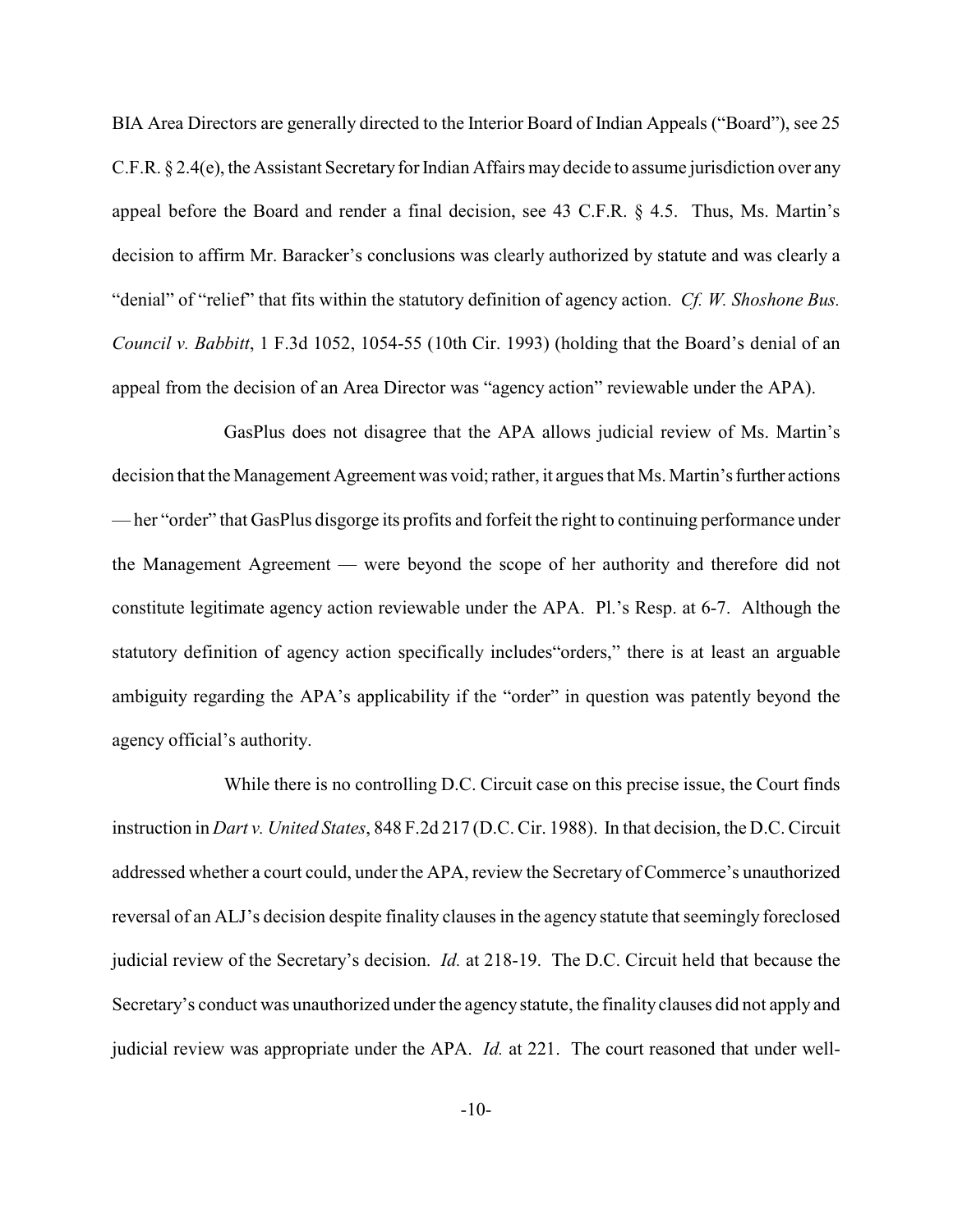BIA Area Directors are generally directed to the Interior Board of Indian Appeals ("Board"), see 25 C.F.R. § 2.4(e), the Assistant Secretary for Indian Affairs may decide to assume jurisdiction over any appeal before the Board and render a final decision, see 43 C.F.R. § 4.5. Thus, Ms. Martin's decision to affirm Mr. Baracker's conclusions was clearly authorized by statute and was clearly a "denial" of "relief" that fits within the statutory definition of agency action. *Cf. W. Shoshone Bus. Council v. Babbitt*, 1 F.3d 1052, 1054-55 (10th Cir. 1993) (holding that the Board's denial of an appeal from the decision of an Area Director was "agency action" reviewable under the APA).

GasPlus does not disagree that the APA allows judicial review of Ms. Martin's decision that the Management Agreement was void; rather, it argues that Ms. Martin's further actions — her "order" that GasPlus disgorge its profits and forfeit the right to continuing performance under the Management Agreement — were beyond the scope of her authority and therefore did not constitute legitimate agency action reviewable under the APA. Pl.'s Resp. at 6-7. Although the statutory definition of agency action specifically includes"orders," there is at least an arguable ambiguity regarding the APA's applicability if the "order" in question was patently beyond the agency official's authority.

While there is no controlling D.C. Circuit case on this precise issue, the Court finds instruction in *Dart v. United States*, 848 F.2d 217 (D.C. Cir. 1988). In that decision, the D.C. Circuit addressed whether a court could, under the APA, review the Secretary of Commerce's unauthorized reversal of an ALJ's decision despite finality clauses in the agency statute that seemingly foreclosed judicial review of the Secretary's decision. *Id.* at 218-19. The D.C. Circuit held that because the Secretary's conduct was unauthorized under the agency statute, the finality clauses did not apply and judicial review was appropriate under the APA. *Id.* at 221. The court reasoned that under well-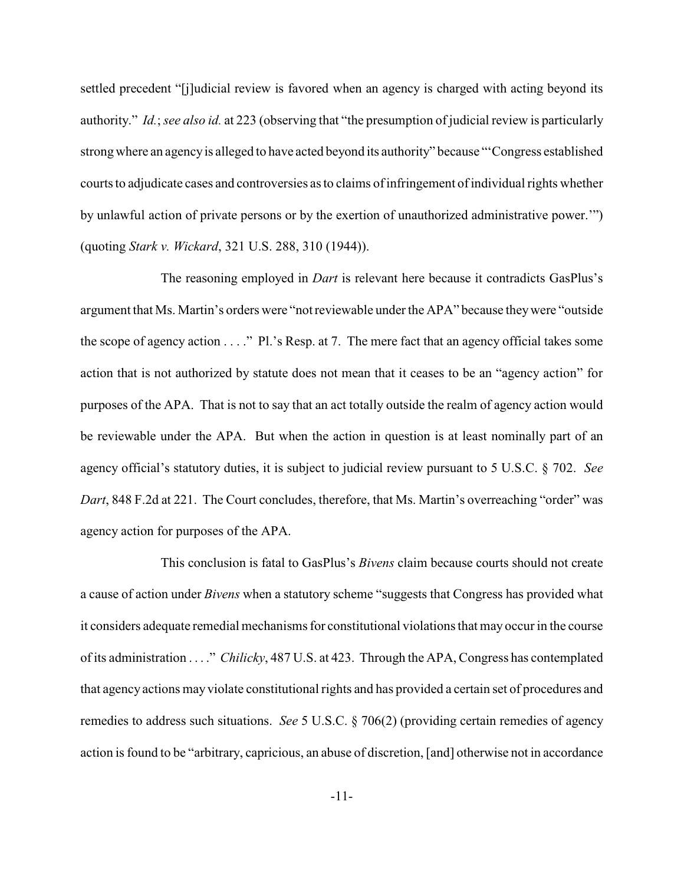settled precedent "[j]udicial review is favored when an agency is charged with acting beyond its authority." *Id.*; *see also id.* at 223 (observing that "the presumption of judicial review is particularly strong where an agency is alleged to have acted beyond its authority" because "'Congress established courts to adjudicate cases and controversies as to claims of infringement of individual rights whether by unlawful action of private persons or by the exertion of unauthorized administrative power.'") (quoting *Stark v. Wickard*, 321 U.S. 288, 310 (1944)).

The reasoning employed in *Dart* is relevant here because it contradicts GasPlus's argument that Ms. Martin's orders were "not reviewable under the APA" because they were "outside the scope of agency action . . . ." Pl.'s Resp. at 7. The mere fact that an agency official takes some action that is not authorized by statute does not mean that it ceases to be an "agency action" for purposes of the APA. That is not to say that an act totally outside the realm of agency action would be reviewable under the APA. But when the action in question is at least nominally part of an agency official's statutory duties, it is subject to judicial review pursuant to 5 U.S.C. § 702. *See Dart*, 848 F.2d at 221. The Court concludes, therefore, that Ms. Martin's overreaching "order" was agency action for purposes of the APA.

This conclusion is fatal to GasPlus's *Bivens* claim because courts should not create a cause of action under *Bivens* when a statutory scheme "suggests that Congress has provided what it considers adequate remedial mechanisms for constitutional violations that may occur in the course of its administration . . . ." *Chilicky*, 487 U.S. at 423. Through the APA, Congress has contemplated that agency actions may violate constitutional rights and has provided a certain set of procedures and remedies to address such situations. *See* 5 U.S.C. § 706(2) (providing certain remedies of agency action is found to be "arbitrary, capricious, an abuse of discretion, [and] otherwise not in accordance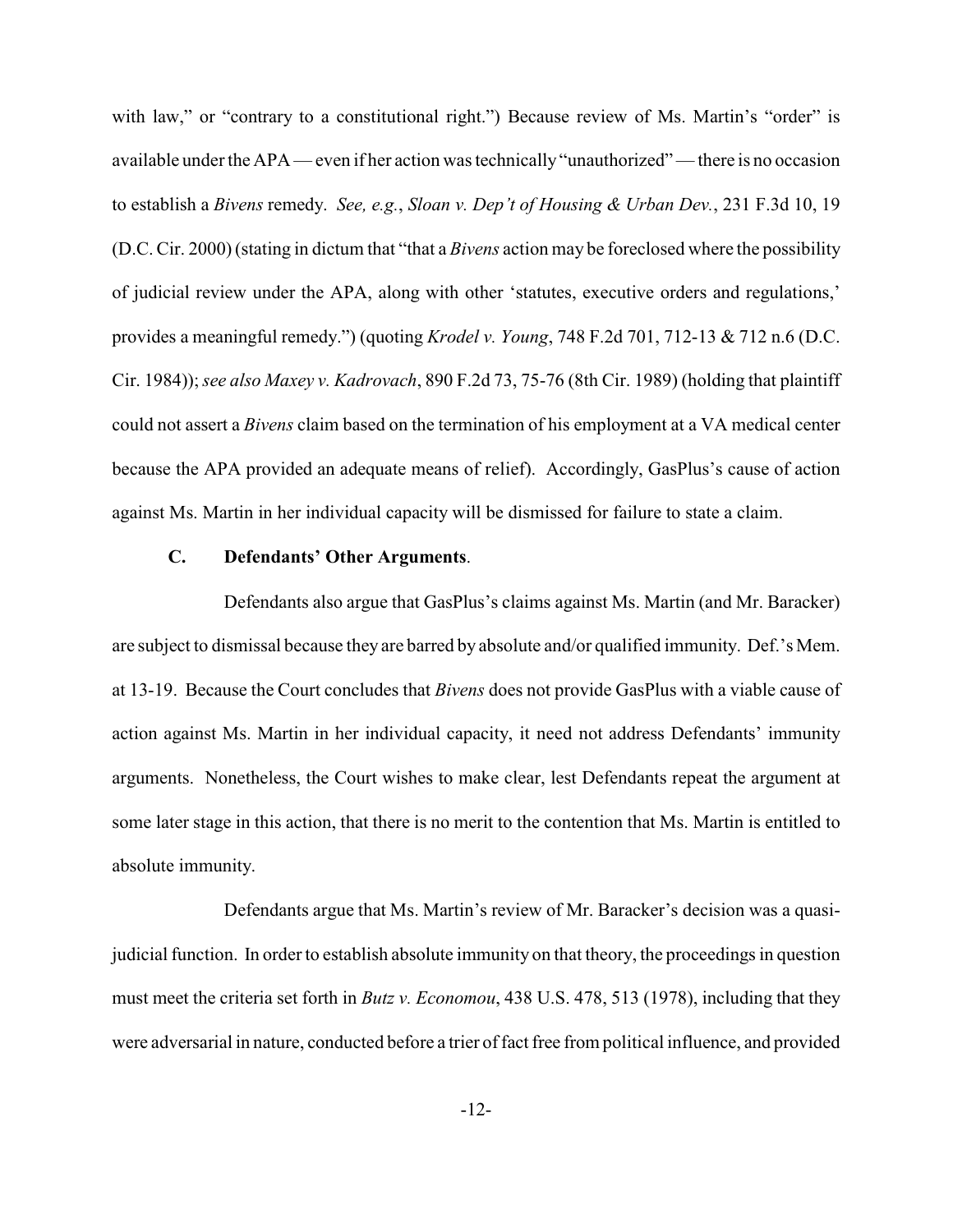with law," or "contrary to a constitutional right.") Because review of Ms. Martin's "order" is available under the APA — even if her action was technically "unauthorized" — there is no occasion to establish a *Bivens* remedy. *See, e.g.*, *Sloan v. Dep't of Housing & Urban Dev.*, 231 F.3d 10, 19 (D.C. Cir. 2000) (stating in dictum that "that a *Bivens* action may be foreclosed where the possibility of judicial review under the APA, along with other 'statutes, executive orders and regulations,' provides a meaningful remedy.") (quoting *Krodel v. Young*, 748 F.2d 701, 712-13 & 712 n.6 (D.C. Cir. 1984)); *see also Maxey v. Kadrovach*, 890 F.2d 73, 75-76 (8th Cir. 1989) (holding that plaintiff could not assert a *Bivens* claim based on the termination of his employment at a VA medical center because the APA provided an adequate means of relief). Accordingly, GasPlus's cause of action against Ms. Martin in her individual capacity will be dismissed for failure to state a claim.

### C. Defendants' Other Arguments.

Defendants also argue that GasPlus's claims against Ms. Martin (and Mr. Baracker) are subject to dismissal because they are barred by absolute and/or qualified immunity. Def.'s Mem. at 13-19. Because the Court concludes that *Bivens* does not provide GasPlus with a viable cause of action against Ms. Martin in her individual capacity, it need not address Defendants' immunity arguments. Nonetheless, the Court wishes to make clear, lest Defendants repeat the argument at some later stage in this action, that there is no merit to the contention that Ms. Martin is entitled to absolute immunity.

Defendants argue that Ms. Martin's review of Mr. Baracker's decision was a quasi-judicial function. In order to establish absolute immunity on that theory, the proceedings in question must meet the criteria set forth in *Butz v. Economou*, 438 U.S. 478, 513 (1978), including that they were adversarial in nature, conducted before a trier of fact free from political influence, and provided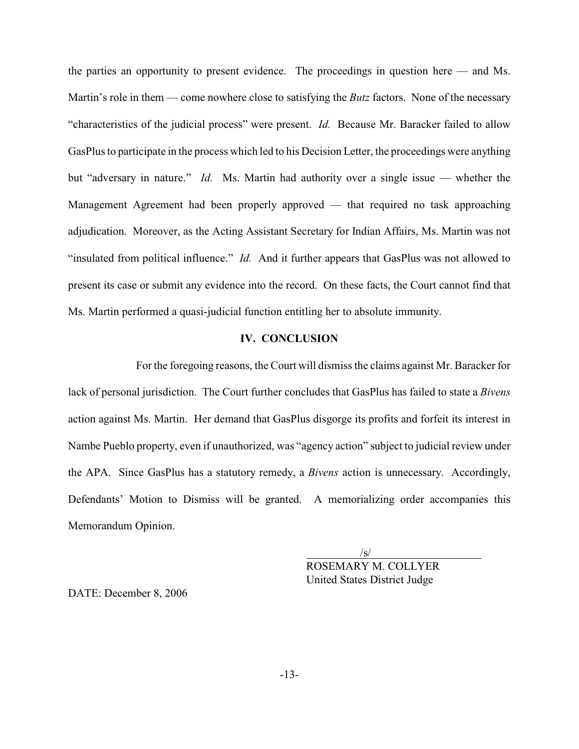the parties an opportunity to present evidence. The proceedings in question here — and Ms. Martin's role in them — come nowhere close to satisfying the *Butz* factors. None of the necessary "characteristics of the judicial process" were present. *Id.* Because Mr. Baracker failed to allow GasPlus to participate in the process which led to his Decision Letter, the proceedings were anything but "adversary in nature." *Id.* Ms. Martin had authority over a single issue — whether the Management Agreement had been properly approved — that required no task approaching adjudication. Moreover, as the Acting Assistant Secretary for Indian Affairs, Ms. Martin was not "insulated from political influence." *Id.* And it further appears that GasPlus was not allowed to present its case or submit any evidence into the record. On these facts, the Court cannot find that Ms. Martin performed a quasi-judicial function entitling her to absolute immunity.

## IV. CONCLUSION

For the foregoing reasons, the Court will dismiss the claims against Mr. Baracker for lack of personal jurisdiction. The Court further concludes that GasPlus has failed to state a *Bivens* action against Ms. Martin. Her demand that GasPlus disgorge its profits and forfeit its interest in Nambe Pueblo property, even if unauthorized, was "agency action" subject to judicial review under the APA. Since GasPlus has a statutory remedy, a *Bivens* action is unnecessary. Accordingly, Defendants' Motion to Dismiss will be granted. A memorializing order accompanies this Memorandum Opinion.

/s/
ROSEMARY M. COLLYER
United States District Judge

DATE: December 8, 2006